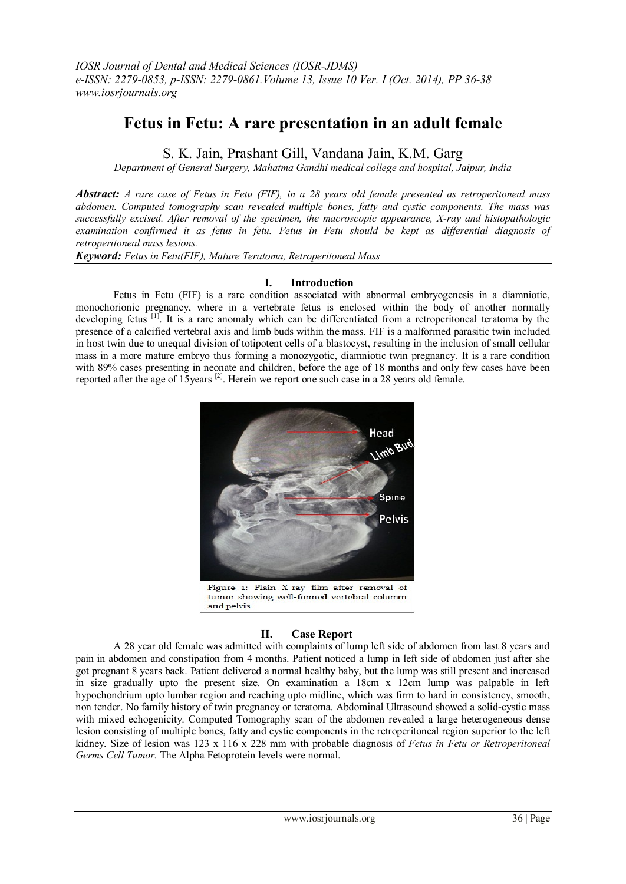# Fetus in Fetu: A rare presentation in an adult female

S. K. Jain, Prashant Gill, Vandana Jain, K.M. Garg

*Department of General Surgery, Mahatma Gandhi medical college and hospital, Jaipur, India*

***Abstract:*** *A rare case of Fetus in Fetu (FIF), in a 28 years old female presented as retroperitoneal mass abdomen. Computed tomography scan revealed multiple bones, fatty and cystic components. The mass was successfully excised. After removal of the specimen, the macroscopic appearance, X-ray and histopathologic examination confirmed it as fetus in fetu. Fetus in Fetu should be kept as differential diagnosis of retroperitoneal mass lesions.*

***Keyword:*** *Fetus in Fetu(FIF), Mature Teratoma, Retroperitoneal Mass*

## I. Introduction

Fetus in Fetu (FIF) is a rare condition associated with abnormal embryogenesis in a diamniotic, monochorionic pregnancy, where in a vertebrate fetus is enclosed within the body of another normally developing fetus [1]. It is a rare anomaly which can be differentiated from a retroperitoneal teratoma by the presence of a calcified vertebral axis and limb buds within the mass. FIF is a malformed parasitic twin included in host twin due to unequal division of totipotent cells of a blastocyst, resulting in the inclusion of small cellular mass in a more mature embryo thus forming a monozygotic, diamniotic twin pregnancy. It is a rare condition with 89% cases presenting in neonate and children, before the age of 18 months and only few cases have been reported after the age of 15years [2]. Herein we report one such case in a 28 years old female.

Figure 1: Plain X-ray film after removal of tumor showing well-formed vertebral column and pelvis

## II. Case Report

A 28 year old female was admitted with complaints of lump left side of abdomen from last 8 years and pain in abdomen and constipation from 4 months. Patient noticed a lump in left side of abdomen just after she got pregnant 8 years back. Patient delivered a normal healthy baby, but the lump was still present and increased in size gradually upto the present size. On examination a 18cm x 12cm lump was palpable in left hypochondrium upto lumbar region and reaching upto midline, which was firm to hard in consistency, smooth, non tender. No family history of twin pregnancy or teratoma. Abdominal Ultrasound showed a solid-cystic mass with mixed echogenicity. Computed Tomography scan of the abdomen revealed a large heterogeneous dense lesion consisting of multiple bones, fatty and cystic components in the retroperitoneal region superior to the left kidney. Size of lesion was 123 x 116 x 228 mm with probable diagnosis of *Fetus in Fetu or Retroperitoneal Germs Cell Tumor.* The Alpha Fetoprotein levels were normal.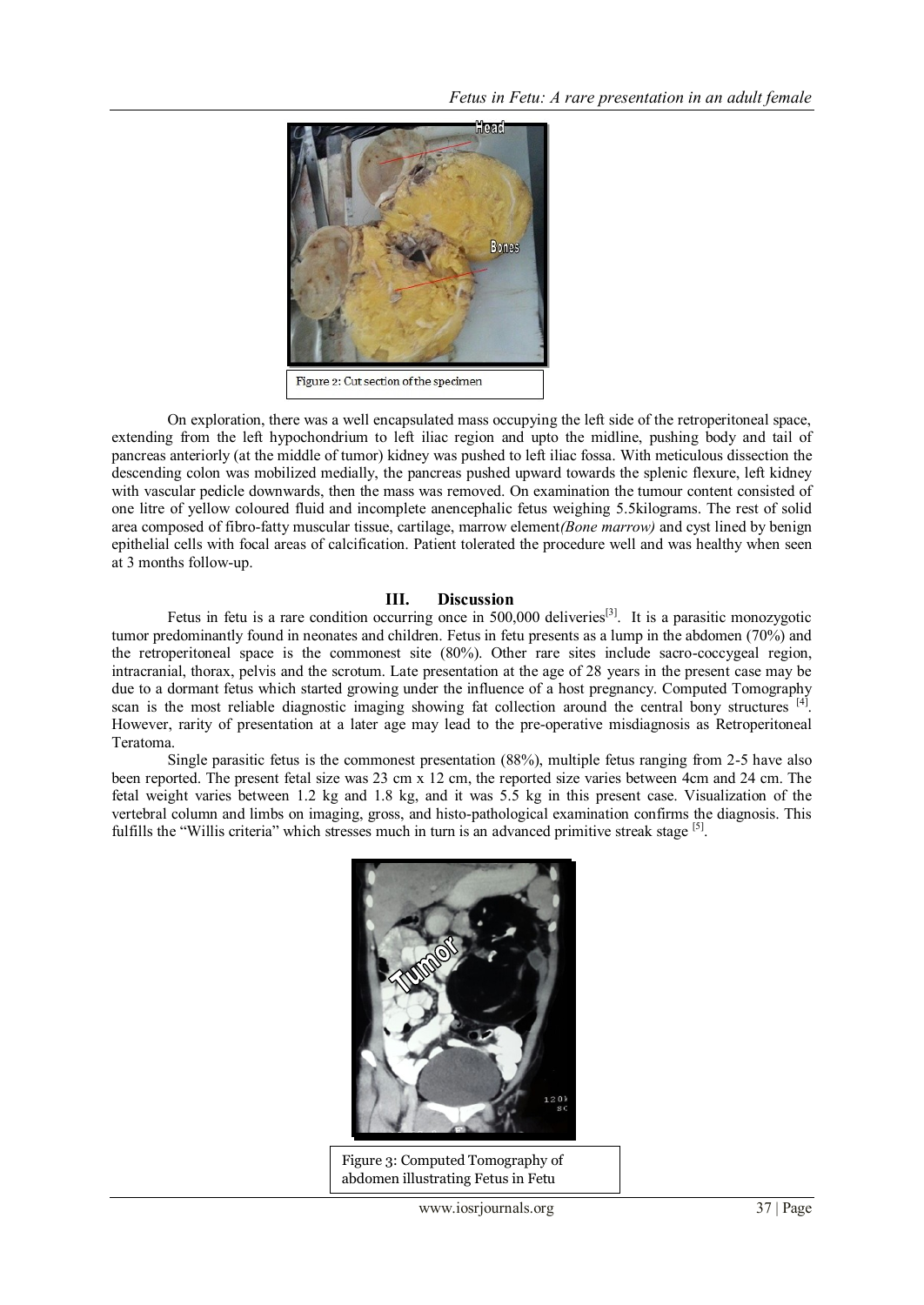Figure 2: Cut section of the specimen

On exploration, there was a well encapsulated mass occupying the left side of the retroperitoneal space, extending from the left hypochondrium to left iliac region and upto the midline, pushing body and tail of pancreas anteriorly (at the middle of tumor) kidney was pushed to left iliac fossa. With meticulous dissection the descending colon was mobilized medially, the pancreas pushed upward towards the splenic flexure, left kidney with vascular pedicle downwards, then the mass was removed. On examination the tumour content consisted of one litre of yellow coloured fluid and incomplete anencephalic fetus weighing 5.5kilograms. The rest of solid area composed of fibro-fatty muscular tissue, cartilage, marrow element*(Bone marrow)* and cyst lined by benign epithelial cells with focal areas of calcification. Patient tolerated the procedure well and was healthy when seen at 3 months follow-up.

## III. Discussion

Fetus in fetu is a rare condition occurring once in 500,000 deliveries[3]. It is a parasitic monozygotic tumor predominantly found in neonates and children. Fetus in fetu presents as a lump in the abdomen (70%) and the retroperitoneal space is the commonest site (80%). Other rare sites include sacro-coccygeal region, intracranial, thorax, pelvis and the scrotum. Late presentation at the age of 28 years in the present case may be due to a dormant fetus which started growing under the influence of a host pregnancy. Computed Tomography scan is the most reliable diagnostic imaging showing fat collection around the central bony structures [4]. However, rarity of presentation at a later age may lead to the pre-operative misdiagnosis as Retroperitoneal Teratoma.

Single parasitic fetus is the commonest presentation (88%), multiple fetus ranging from 2-5 have also been reported. The present fetal size was 23 cm x 12 cm, the reported size varies between 4cm and 24 cm. The fetal weight varies between 1.2 kg and 1.8 kg, and it was 5.5 kg in this present case. Visualization of the vertebral column and limbs on imaging, gross, and histo-pathological examination confirms the diagnosis. This fulfills the "Willis criteria" which stresses much in turn is an advanced primitive streak stage [5].

Figure 3: Computed Tomography of abdomen illustrating Fetus in Fetu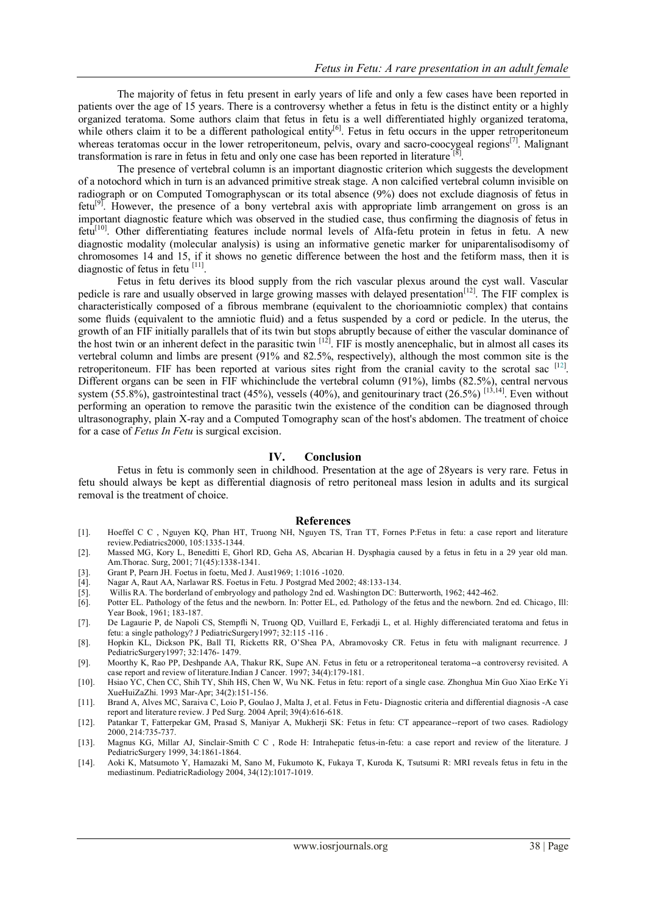The majority of fetus in fetu present in early years of life and only a few cases have been reported in patients over the age of 15 years. There is a controversy whether a fetus in fetu is the distinct entity or a highly organized teratoma. Some authors claim that fetus in fetu is a well differentiated highly organized teratoma, while others claim it to be a different pathological entity[6]. Fetus in fetu occurs in the upper retroperitoneum whereas teratomas occur in the lower retroperitoneum, pelvis, ovary and sacro-coocygeal regions[7]. Malignant transformation is rare in fetus in fetu and only one case has been reported in literature [8].

The presence of vertebral column is an important diagnostic criterion which suggests the development of a notochord which in turn is an advanced primitive streak stage. A non calcified vertebral column invisible on radiograph or on Computed Tomographyscan or its total absence (9%) does not exclude diagnosis of fetus in fetu[9]. However, the presence of a bony vertebral axis with appropriate limb arrangement on gross is an important diagnostic feature which was observed in the studied case, thus confirming the diagnosis of fetus in fetu[10]. Other differentiating features include normal levels of Alfa-fetu protein in fetus in fetu. A new diagnostic modality (molecular analysis) is using an informative genetic marker for uniparentalisodisomy of chromosomes 14 and 15, if it shows no genetic difference between the host and the fetiform mass, then it is diagnostic of fetus in fetu [11].

Fetus in fetu derives its blood supply from the rich vascular plexus around the cyst wall. Vascular pedicle is rare and usually observed in large growing masses with delayed presentation[12]. The FIF complex is characteristically composed of a fibrous membrane (equivalent to the chorioamniotic complex) that contains some fluids (equivalent to the amniotic fluid) and a fetus suspended by a cord or pedicle. In the uterus, the growth of an FIF initially parallels that of its twin but stops abruptly because of either the vascular dominance of the host twin or an inherent defect in the parasitic twin [12]. FIF is mostly anencephalic, but in almost all cases its vertebral column and limbs are present (91% and 82.5%, respectively), although the most common site is the retroperitoneum. FIF has been reported at various sites right from the cranial cavity to the scrotal sac [12]. Different organs can be seen in FIF whichinclude the vertebral column (91%), limbs (82.5%), central nervous system (55.8%), gastrointestinal tract (45%), vessels (40%), and genitourinary tract (26.5%) [13,14]. Even without performing an operation to remove the parasitic twin the existence of the condition can be diagnosed through ultrasonography, plain X-ray and a Computed Tomography scan of the host's abdomen. The treatment of choice for a case of *Fetus In Fetu* is surgical excision.

## IV. Conclusion

Fetus in fetu is commonly seen in childhood. Presentation at the age of 28years is very rare. Fetus in fetu should always be kept as differential diagnosis of retro peritoneal mass lesion in adults and its surgical removal is the treatment of choice.

## References

[1]. Hoeffel C C , Nguyen KQ, Phan HT, Truong NH, Nguyen TS, Tran TT, Fornes P:Fetus in fetu: a case report and literature review.Pediatrics2000, 105:1335-1344.

[2]. Massed MG, Kory L, Beneditti E, Ghorl RD, Geha AS, Abcarian H. Dysphagia caused by a fetus in fetu in a 29 year old man. Am.Thorac. Surg, 2001; 71(45):1338-1341.

[3]. Grant P, Pearn JH. Foetus in foetu, Med J. Aust1969; 1:1016 -1020.

[4]. Nagar A, Raut AA, Narlawar RS. Foetus in Fetu. J Postgrad Med 2002; 48:133-134.

[5]. Willis RA. The borderland of embryology and pathology 2nd ed. Washington DC: Butterworth, 1962; 442-462.

[6]. Potter EL. Pathology of the fetus and the newborn. In: Potter EL, ed. Pathology of the fetus and the newborn. 2nd ed. Chicago, Ill: Year Book, 1961; 183-187.

[7]. De Lagaurie P, de Napoli CS, Stempfli N, Truong QD, Vuillard E, Ferkadji L, et al. Highly differenciated teratoma and fetus in fetu: a single pathology? J PediatricSurgery1997; 32:115 -116 .

[8]. Hopkin KL, Dickson PK, Ball TI, Ricketts RR, O'Shea PA, Abramovosky CR. Fetus in fetu with malignant recurrence. J PediatricSurgery1997; 32:1476- 1479.

[9]. Moorthy K, Rao PP, Deshpande AA, Thakur RK, Supe AN. Fetus in fetu or a retroperitoneal teratoma--a controversy revisited. A case report and review of literature.Indian J Cancer. 1997; 34(4):179-181.

[10]. Hsiao YC, Chen CC, Shih TY, Shih HS, Chen W, Wu NK. Fetus in fetu: report of a single case. Zhonghua Min Guo Xiao ErKe Yi XueHuiZaZhi. 1993 Mar-Apr; 34(2):151-156.

[11]. Brand A, Alves MC, Saraiva C, Loio P, Goulao J, Malta J, et al. Fetus in Fetu- Diagnostic criteria and differential diagnosis -A case report and literature review. J Ped Surg. 2004 April; 39(4):616-618.

[12]. Patankar T, Fatterpekar GM, Prasad S, Maniyar A, Mukherji SK: Fetus in fetu: CT appearance--report of two cases. Radiology 2000, 214:735-737.

[13]. Magnus KG, Millar AJ, Sinclair-Smith C C , Rode H: Intrahepatic fetus-in-fetu: a case report and review of the literature. J PediatricSurgery 1999, 34:1861-1864.

[14]. Aoki K, Matsumoto Y, Hamazaki M, Sano M, Fukumoto K, Fukaya T, Kuroda K, Tsutsumi R: MRI reveals fetus in fetu in the mediastinum. PediatricRadiology 2004, 34(12):1017-1019.